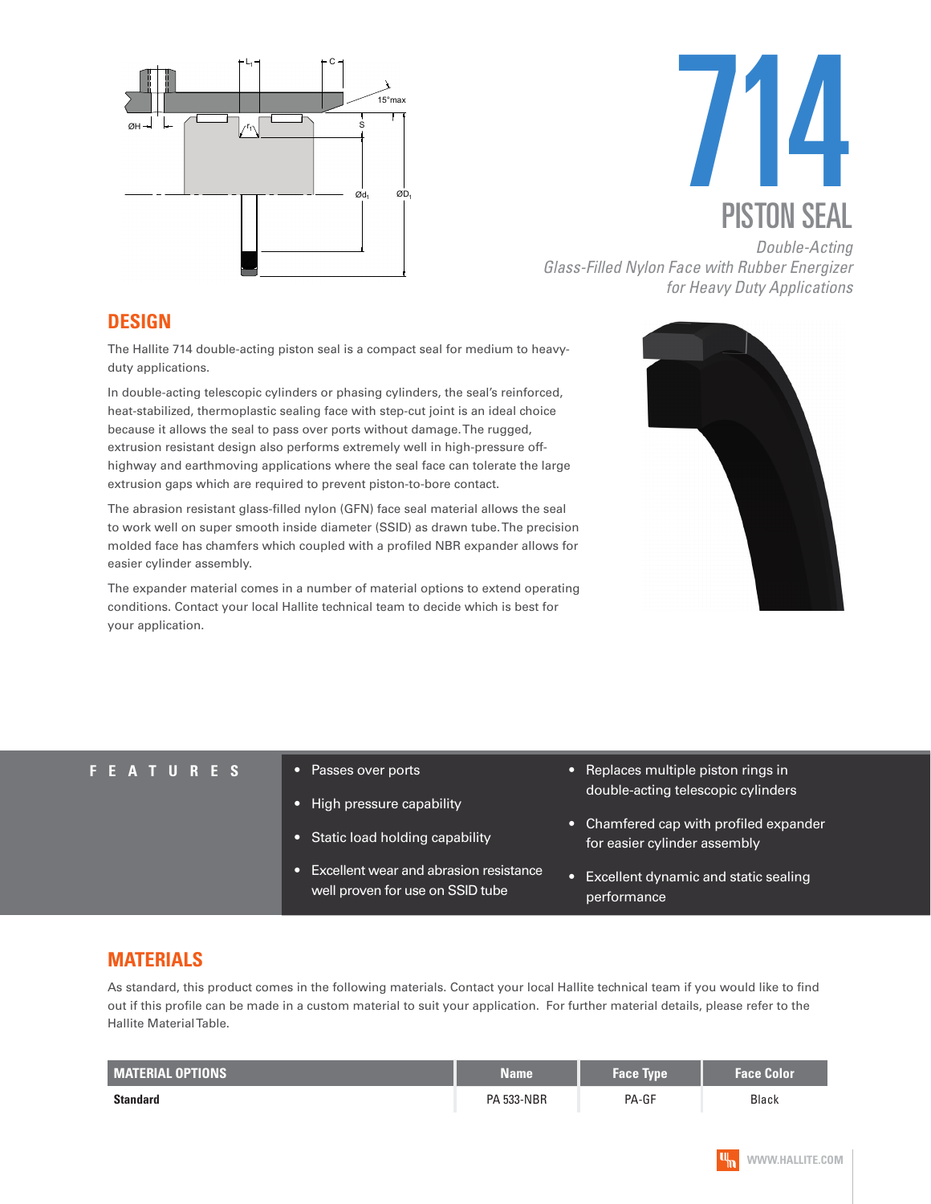# 714

## PISTON SEAL

*Double-Acting*
*Glass-Filled Nylon Face with Rubber Energizer*
*for Heavy Duty Applications*

## DESIGN

The Hallite 714 double-acting piston seal is a compact seal for medium to heavy-duty applications.

In double-acting telescopic cylinders or phasing cylinders, the seal's reinforced, heat-stabilized, thermoplastic sealing face with step-cut joint is an ideal choice because it allows the seal to pass over ports without damage. The rugged, extrusion resistant design also performs extremely well in high-pressure off-highway and earthmoving applications where the seal face can tolerate the large extrusion gaps which are required to prevent piston-to-bore contact.

The abrasion resistant glass-filled nylon (GFN) face seal material allows the seal to work well on super smooth inside diameter (SSID) as drawn tube. The precision molded face has chamfers which coupled with a profiled NBR expander allows for easier cylinder assembly.

The expander material comes in a number of material options to extend operating conditions. Contact your local Hallite technical team to decide which is best for your application.

## FEATURES

- Passes over ports
- High pressure capability
- Static load holding capability
- Excellent wear and abrasion resistance well proven for use on SSID tube
- Replaces multiple piston rings in double-acting telescopic cylinders
- Chamfered cap with profiled expander for easier cylinder assembly
- Excellent dynamic and static sealing performance

## MATERIALS

As standard, this product comes in the following materials. Contact your local Hallite technical team if you would like to find out if this profile can be made in a custom material to suit your application. For further material details, please refer to the Hallite Material Table.

| MATERIAL OPTIONS | Name | Face Type | Face Color |
|---|---|---|---|
| **Standard** | PA 533-NBR | PA-GF | Black |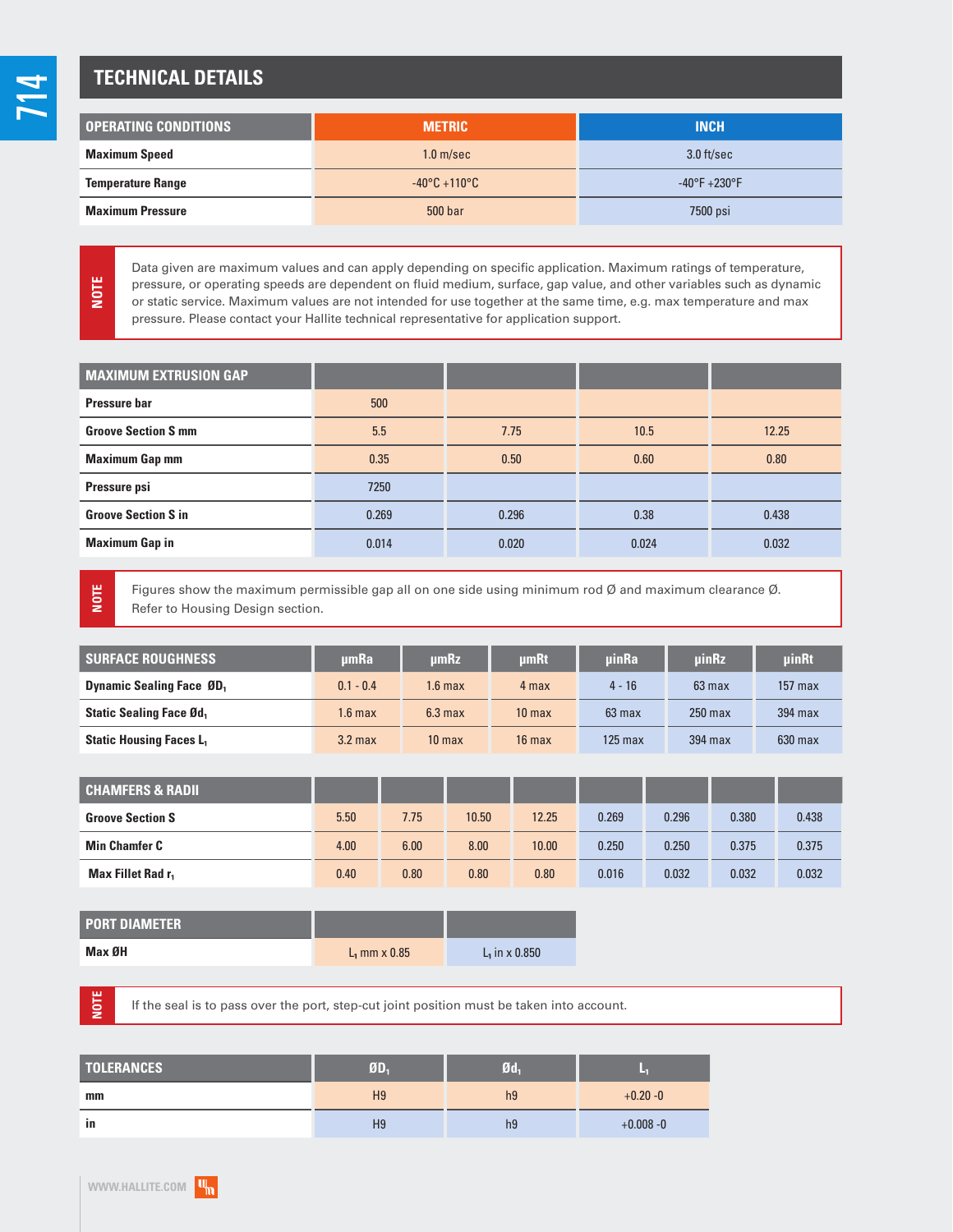## TECHNICAL DETAILS

| OPERATING CONDITIONS | METRIC | INCH |
|---|---|---|
| **Maximum Speed** | 1.0 m/sec | 3.0 ft/sec |
| **Temperature Range** | -40°C +110°C | -40°F +230°F |
| **Maximum Pressure** | 500 bar | 7500 psi |

**NOTE**

Data given are maximum values and can apply depending on specific application. Maximum ratings of temperature, pressure, or operating speeds are dependent on fluid medium, surface, gap value, and other variables such as dynamic or static service. Maximum values are not intended for use together at the same time, e.g. max temperature and max pressure. Please contact your Hallite technical representative for application support.

| MAXIMUM EXTRUSION GAP | | | | |
|---|---|---|---|---|
| **Pressure bar** | 500 | | | |
| **Groove Section S mm** | 5.5 | 7.75 | 10.5 | 12.25 |
| **Maximum Gap mm** | 0.35 | 0.50 | 0.60 | 0.80 |
| **Pressure psi** | 7250 | | | |
| **Groove Section S in** | 0.269 | 0.296 | 0.38 | 0.438 |
| **Maximum Gap in** | 0.014 | 0.020 | 0.024 | 0.032 |

**NOTE**

Figures show the maximum permissible gap all on one side using minimum rod Ø and maximum clearance Ø. Refer to Housing Design section.

| SURFACE ROUGHNESS | µmRa | µmRz | µmRt | µinRa | µinRz | µinRt |
|---|---|---|---|---|---|---|
| **Dynamic Sealing Face $ØD_1$** | 0.1 - 0.4 | 1.6 max | 4 max | 4 - 16 | 63 max | 157 max |
| **Static Sealing Face $Ød_1$** | 1.6 max | 6.3 max | 10 max | 63 max | 250 max | 394 max |
| **Static Housing Faces $L_1$** | 3.2 max | 10 max | 16 max | 125 max | 394 max | 630 max |

| CHAMFERS & RADII | | | | | | | | |
|---|---|---|---|---|---|---|---|---|
| **Groove Section S** | 5.50 | 7.75 | 10.50 | 12.25 | 0.269 | 0.296 | 0.380 | 0.438 |
| **Min Chamfer C** | 4.00 | 6.00 | 8.00 | 10.00 | 0.250 | 0.250 | 0.375 | 0.375 |
| **Max Fillet Rad $r_1$** | 0.40 | 0.80 | 0.80 | 0.80 | 0.016 | 0.032 | 0.032 | 0.032 |

| PORT DIAMETER | | |
|---|---|---|
| **Max ØH** | $L_1$ mm x 0.85 | $L_1$ in x 0.850 |

**NOTE**

If the seal is to pass over the port, step-cut joint position must be taken into account.

| TOLERANCES | $ØD_1$ | $Ød_1$ | $L_1$ |
|---|---|---|---|
| **mm** | H9 | h9 | +0.20 -0 |
| **in** | H9 | h9 | +0.008 -0 |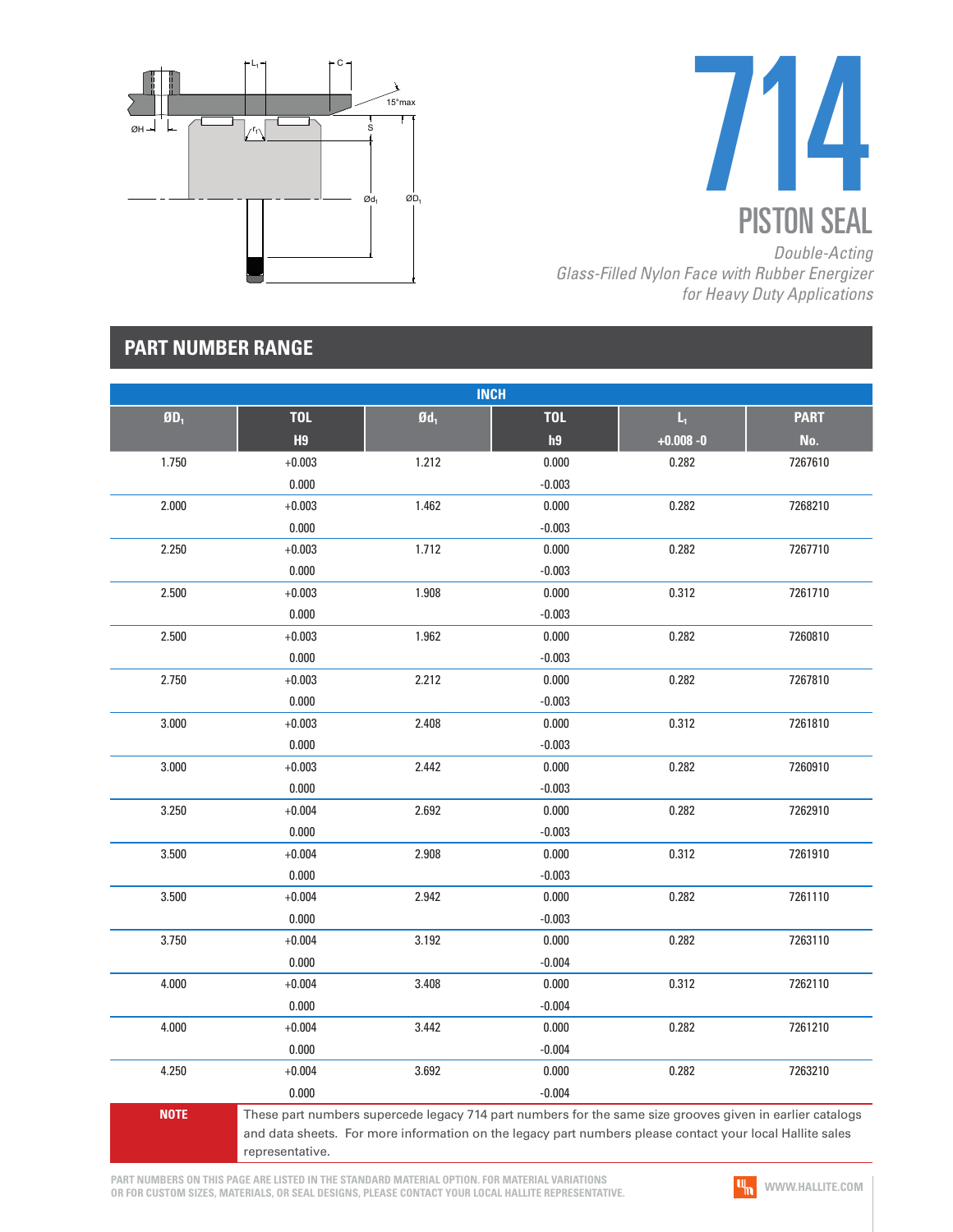# 714

## PISTON SEAL

*Double-Acting*
*Glass-Filled Nylon Face with Rubber Energizer*
*for Heavy Duty Applications*

## PART NUMBER RANGE

| INCH | | | | | |
|---|---|---|---|---|---|
| $ØD_1$ | TOL H9 | $Ød_1$ | TOL h9 | $L_1$ +0.008 -0 | PART No. |
| 1.750 | +0.003 / 0.000 | 1.212 | 0.000 / -0.003 | 0.282 | 7267610 |
| 2.000 | +0.003 / 0.000 | 1.462 | 0.000 / -0.003 | 0.282 | 7268210 |
| 2.250 | +0.003 / 0.000 | 1.712 | 0.000 / -0.003 | 0.282 | 7267710 |
| 2.500 | +0.003 / 0.000 | 1.908 | 0.000 / -0.003 | 0.312 | 7261710 |
| 2.500 | +0.003 / 0.000 | 1.962 | 0.000 / -0.003 | 0.282 | 7260810 |
| 2.750 | +0.003 / 0.000 | 2.212 | 0.000 / -0.003 | 0.282 | 7267810 |
| 3.000 | +0.003 / 0.000 | 2.408 | 0.000 / -0.003 | 0.312 | 7261810 |
| 3.000 | +0.003 / 0.000 | 2.442 | 0.000 / -0.003 | 0.282 | 7260910 |
| 3.250 | +0.004 / 0.000 | 2.692 | 0.000 / -0.003 | 0.282 | 7262910 |
| 3.500 | +0.004 / 0.000 | 2.908 | 0.000 / -0.003 | 0.312 | 7261910 |
| 3.500 | +0.004 / 0.000 | 2.942 | 0.000 / -0.003 | 0.282 | 7261110 |
| 3.750 | +0.004 / 0.000 | 3.192 | 0.000 / -0.004 | 0.282 | 7263110 |
| 4.000 | +0.004 / 0.000 | 3.408 | 0.000 / -0.004 | 0.312 | 7262110 |
| 4.000 | +0.004 / 0.000 | 3.442 | 0.000 / -0.004 | 0.282 | 7261210 |
| 4.250 | +0.004 / 0.000 | 3.692 | 0.000 / -0.004 | 0.282 | 7263210 |

**NOTE** These part numbers supercede legacy 714 part numbers for the same size grooves given in earlier catalogs and data sheets. For more information on the legacy part numbers please contact your local Hallite sales representative.

PART NUMBERS ON THIS PAGE ARE LISTED IN THE STANDARD MATERIAL OPTION. FOR MATERIAL VARIATIONS OR FOR CUSTOM SIZES, MATERIALS, OR SEAL DESIGNS, PLEASE CONTACT YOUR LOCAL HALLITE REPRESENTATIVE.

WWW.HALLITE.COM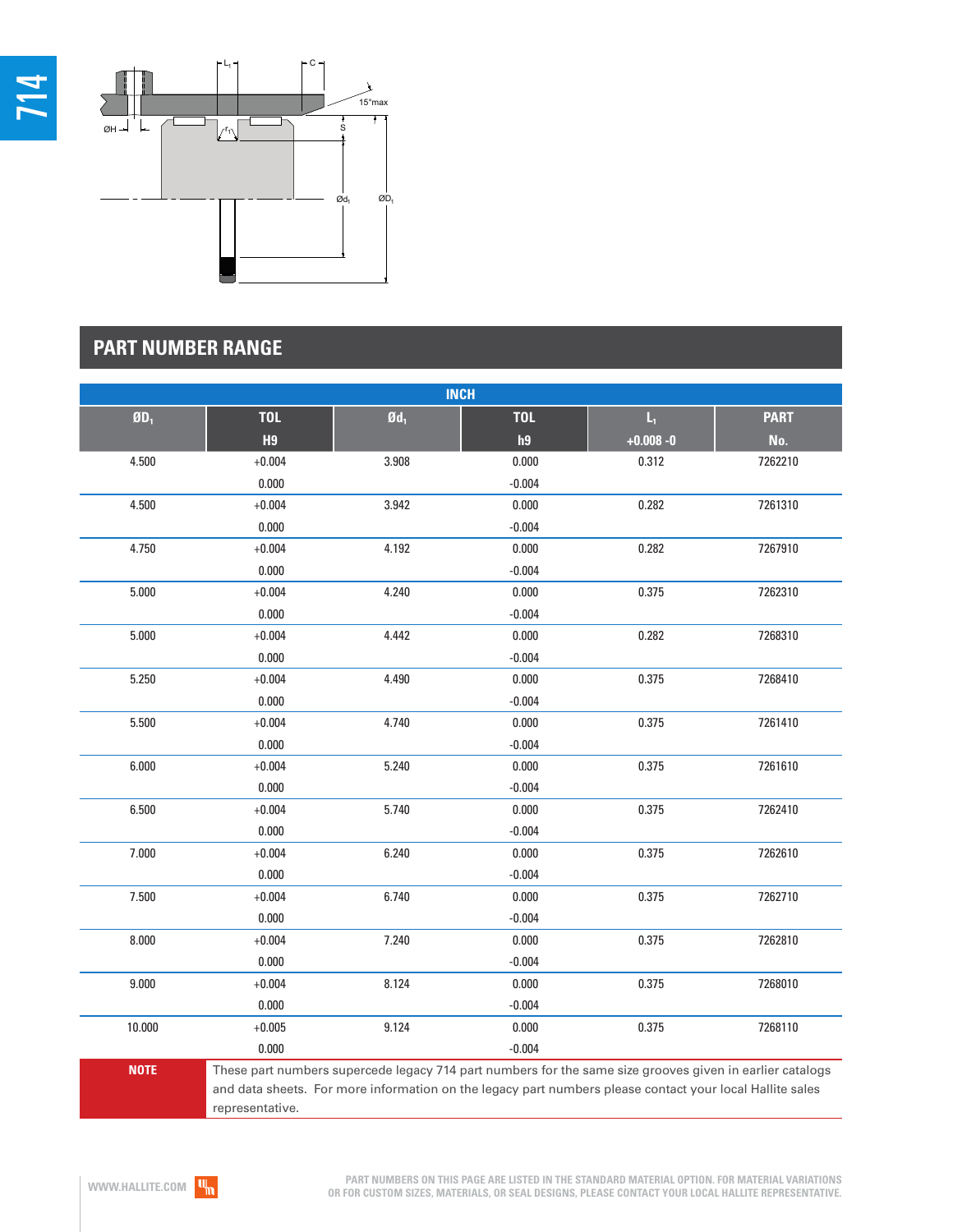714

## PART NUMBER RANGE

| INCH | | | | | |
|---|---|---|---|---|---|
| ØD₁ | TOL H9 | Ød₁ | TOL h9 | $L_1$ +0.008 -0 | PART No. |
| 4.500 | +0.004 / 0.000 | 3.908 | 0.000 / -0.004 | 0.312 | 7262210 |
| 4.500 | +0.004 / 0.000 | 3.942 | 0.000 / -0.004 | 0.282 | 7261310 |
| 4.750 | +0.004 / 0.000 | 4.192 | 0.000 / -0.004 | 0.282 | 7267910 |
| 5.000 | +0.004 / 0.000 | 4.240 | 0.000 / -0.004 | 0.375 | 7262310 |
| 5.000 | +0.004 / 0.000 | 4.442 | 0.000 / -0.004 | 0.282 | 7268310 |
| 5.250 | +0.004 / 0.000 | 4.490 | 0.000 / -0.004 | 0.375 | 7268410 |
| 5.500 | +0.004 / 0.000 | 4.740 | 0.000 / -0.004 | 0.375 | 7261410 |
| 6.000 | +0.004 / 0.000 | 5.240 | 0.000 / -0.004 | 0.375 | 7261610 |
| 6.500 | +0.004 / 0.000 | 5.740 | 0.000 / -0.004 | 0.375 | 7262410 |
| 7.000 | +0.004 / 0.000 | 6.240 | 0.000 / -0.004 | 0.375 | 7262610 |
| 7.500 | +0.004 / 0.000 | 6.740 | 0.000 / -0.004 | 0.375 | 7262710 |
| 8.000 | +0.004 / 0.000 | 7.240 | 0.000 / -0.004 | 0.375 | 7262810 |
| 9.000 | +0.004 / 0.000 | 8.124 | 0.000 / -0.004 | 0.375 | 7268010 |
| 10.000 | +0.005 / 0.000 | 9.124 | 0.000 / -0.004 | 0.375 | 7268110 |

**NOTE** These part numbers supercede legacy 714 part numbers for the same size grooves given in earlier catalogs and data sheets. For more information on the legacy part numbers please contact your local Hallite sales representative.

WWW.HALLITE.COM

PART NUMBERS ON THIS PAGE ARE LISTED IN THE STANDARD MATERIAL OPTION. FOR MATERIAL VARIATIONS OR FOR CUSTOM SIZES, MATERIALS, OR SEAL DESIGNS, PLEASE CONTACT YOUR LOCAL HALLITE REPRESENTATIVE.